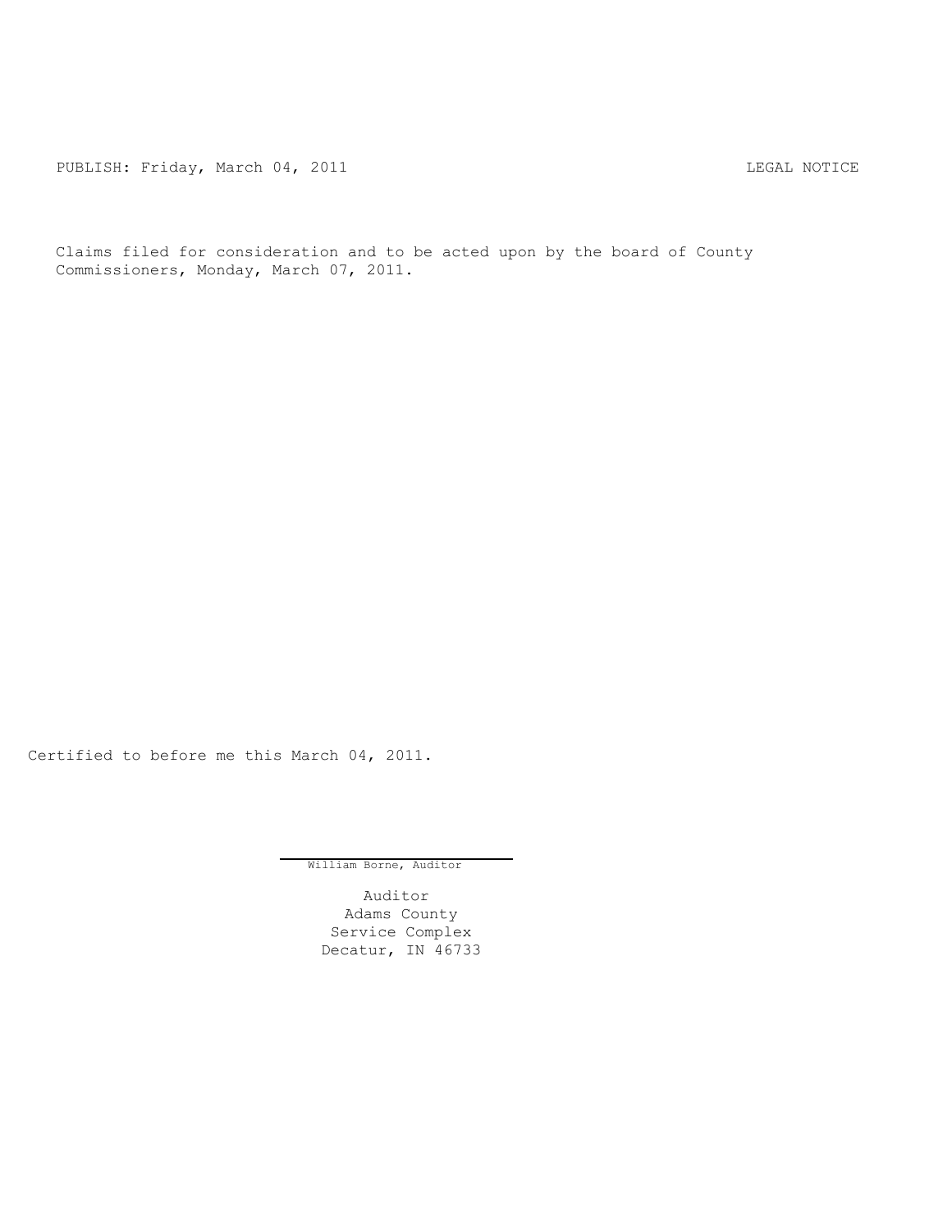PUBLISH: Friday, March 04, 2011 LEGAL NOTICE

Claims filed for consideration and to be acted upon by the board of County Commissioners, Monday, March 07, 2011.

Certified to before me this March 04, 2011.

William Borne, Auditor

Auditor
Adams County
Service Complex
Decatur, IN 46733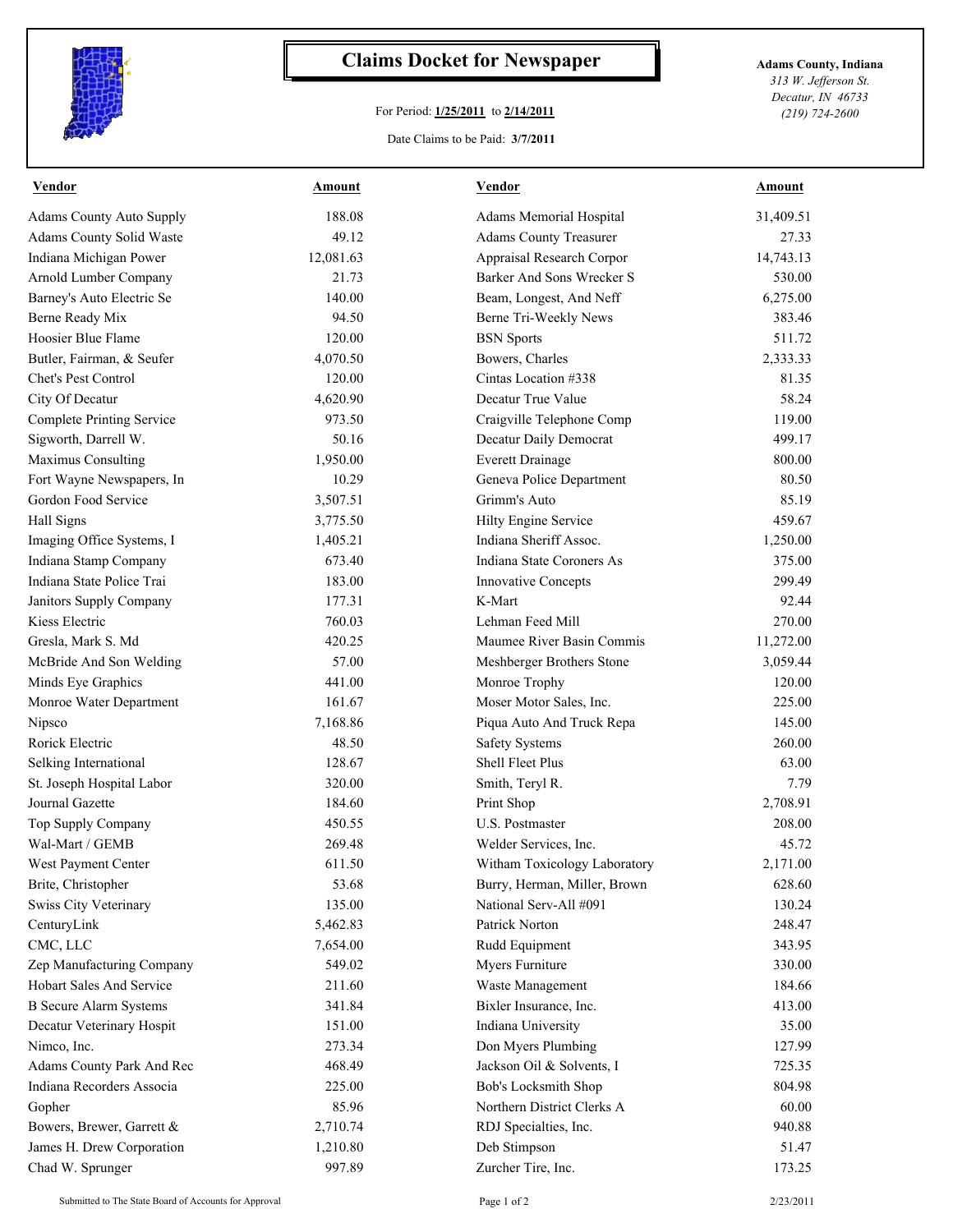# Claims Docket for Newspaper

For Period: **1/25/2011** to **2/14/2011**

Date Claims to be Paid: **3/7/2011**

**Adams County, Indiana**
*313 W. Jefferson St.*
*Decatur, IN 46733*
*(219) 724-2600*

| Vendor | Amount | Vendor | Amount |
|---|---|---|---|
| Adams County Auto Supply | 188.08 | Adams Memorial Hospital | 31,409.51 |
| Adams County Solid Waste | 49.12 | Adams County Treasurer | 27.33 |
| Indiana Michigan Power | 12,081.63 | Appraisal Research Corpor | 14,743.13 |
| Arnold Lumber Company | 21.73 | Barker And Sons Wrecker S | 530.00 |
| Barney's Auto Electric Se | 140.00 | Beam, Longest, And Neff | 6,275.00 |
| Berne Ready Mix | 94.50 | Berne Tri-Weekly News | 383.46 |
| Hoosier Blue Flame | 120.00 | BSN Sports | 511.72 |
| Butler, Fairman, & Seufer | 4,070.50 | Bowers, Charles | 2,333.33 |
| Chet's Pest Control | 120.00 | Cintas Location #338 | 81.35 |
| City Of Decatur | 4,620.90 | Decatur True Value | 58.24 |
| Complete Printing Service | 973.50 | Craigville Telephone Comp | 119.00 |
| Sigworth, Darrell W. | 50.16 | Decatur Daily Democrat | 499.17 |
| Maximus Consulting | 1,950.00 | Everett Drainage | 800.00 |
| Fort Wayne Newspapers, In | 10.29 | Geneva Police Department | 80.50 |
| Gordon Food Service | 3,507.51 | Grimm's Auto | 85.19 |
| Hall Signs | 3,775.50 | Hilty Engine Service | 459.67 |
| Imaging Office Systems, I | 1,405.21 | Indiana Sheriff Assoc. | 1,250.00 |
| Indiana Stamp Company | 673.40 | Indiana State Coroners As | 375.00 |
| Indiana State Police Trai | 183.00 | Innovative Concepts | 299.49 |
| Janitors Supply Company | 177.31 | K-Mart | 92.44 |
| Kiess Electric | 760.03 | Lehman Feed Mill | 270.00 |
| Gresla, Mark S. Md | 420.25 | Maumee River Basin Commis | 11,272.00 |
| McBride And Son Welding | 57.00 | Meshberger Brothers Stone | 3,059.44 |
| Minds Eye Graphics | 441.00 | Monroe Trophy | 120.00 |
| Monroe Water Department | 161.67 | Moser Motor Sales, Inc. | 225.00 |
| Nipsco | 7,168.86 | Piqua Auto And Truck Repa | 145.00 |
| Rorick Electric | 48.50 | Safety Systems | 260.00 |
| Selking International | 128.67 | Shell Fleet Plus | 63.00 |
| St. Joseph Hospital Labor | 320.00 | Smith, Teryl R. | 7.79 |
| Journal Gazette | 184.60 | Print Shop | 2,708.91 |
| Top Supply Company | 450.55 | U.S. Postmaster | 208.00 |
| Wal-Mart / GEMB | 269.48 | Welder Services, Inc. | 45.72 |
| West Payment Center | 611.50 | Witham Toxicology Laboratory | 2,171.00 |
| Brite, Christopher | 53.68 | Burry, Herman, Miller, Brown | 628.60 |
| Swiss City Veterinary | 135.00 | National Serv-All #091 | 130.24 |
| CenturyLink | 5,462.83 | Patrick Norton | 248.47 |
| CMC, LLC | 7,654.00 | Rudd Equipment | 343.95 |
| Zep Manufacturing Company | 549.02 | Myers Furniture | 330.00 |
| Hobart Sales And Service | 211.60 | Waste Management | 184.66 |
| B Secure Alarm Systems | 341.84 | Bixler Insurance, Inc. | 413.00 |
| Decatur Veterinary Hospit | 151.00 | Indiana University | 35.00 |
| Nimco, Inc. | 273.34 | Don Myers Plumbing | 127.99 |
| Adams County Park And Rec | 468.49 | Jackson Oil & Solvents, I | 725.35 |
| Indiana Recorders Associa | 225.00 | Bob's Locksmith Shop | 804.98 |
| Gopher | 85.96 | Northern District Clerks A | 60.00 |
| Bowers, Brewer, Garrett & | 2,710.74 | RDJ Specialties, Inc. | 940.88 |
| James H. Drew Corporation | 1,210.80 | Deb Stimpson | 51.47 |
| Chad W. Sprunger | 997.89 | Zurcher Tire, Inc. | 173.25 |

Submitted to The State Board of Accounts for Approval — 2/23/2011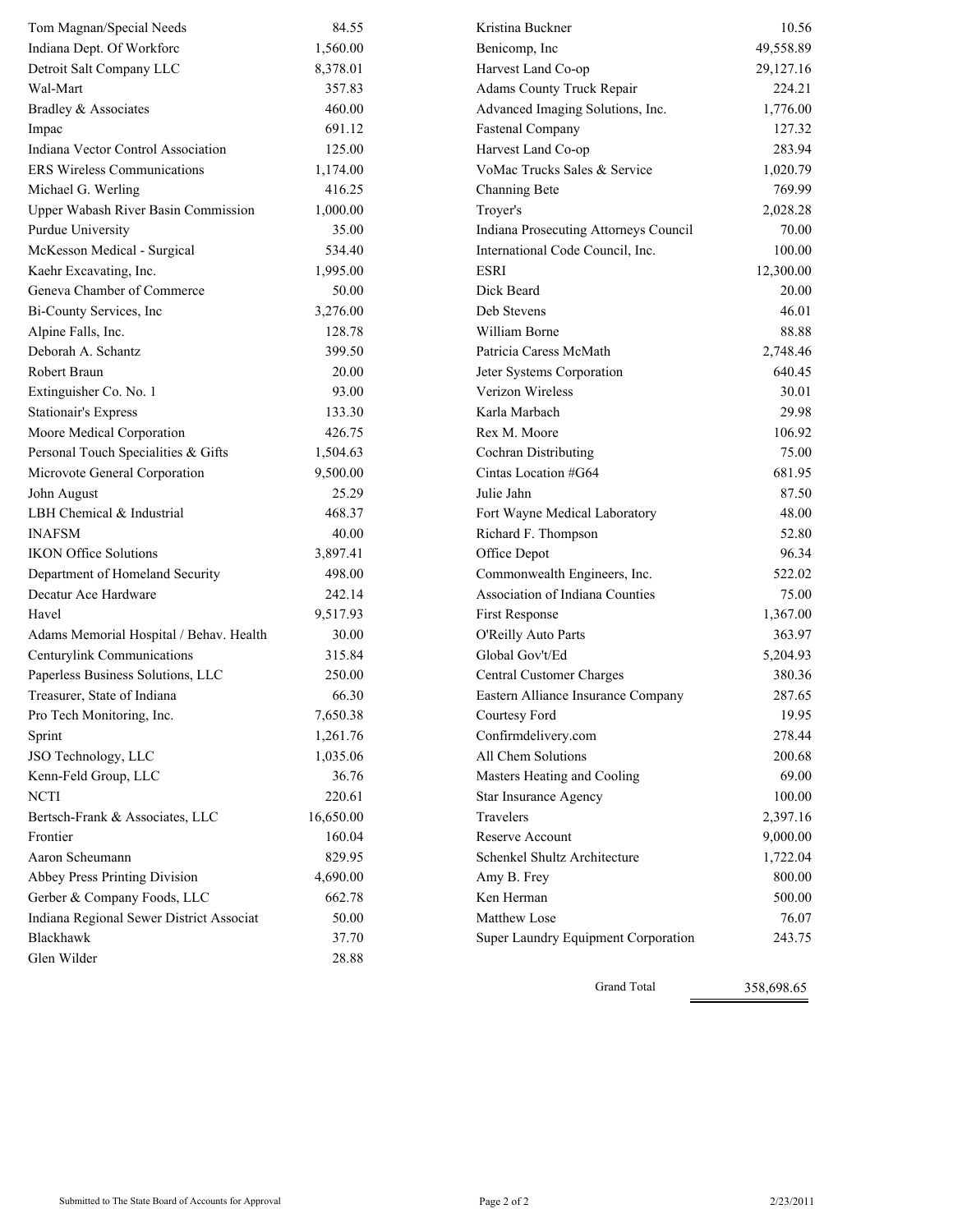| | |
|---|---|
| Tom Magnan/Special Needs | 84.55 |
| Indiana Dept. Of Workforc | 1,560.00 |
| Detroit Salt Company LLC | 8,378.01 |
| Wal-Mart | 357.83 |
| Bradley & Associates | 460.00 |
| Impac | 691.12 |
| Indiana Vector Control Association | 125.00 |
| ERS Wireless Communications | 1,174.00 |
| Michael G. Werling | 416.25 |
| Upper Wabash River Basin Commission | 1,000.00 |
| Purdue University | 35.00 |
| McKesson Medical - Surgical | 534.40 |
| Kaehr Excavating, Inc. | 1,995.00 |
| Geneva Chamber of Commerce | 50.00 |
| Bi-County Services, Inc | 3,276.00 |
| Alpine Falls, Inc. | 128.78 |
| Deborah A. Schantz | 399.50 |
| Robert Braun | 20.00 |
| Extinguisher Co. No. 1 | 93.00 |
| Stationair's Express | 133.30 |
| Moore Medical Corporation | 426.75 |
| Personal Touch Specialities & Gifts | 1,504.63 |
| Microvote General Corporation | 9,500.00 |
| John August | 25.29 |
| LBH Chemical & Industrial | 468.37 |
| INAFSM | 40.00 |
| IKON Office Solutions | 3,897.41 |
| Department of Homeland Security | 498.00 |
| Decatur Ace Hardware | 242.14 |
| Havel | 9,517.93 |
| Adams Memorial Hospital / Behav. Health | 30.00 |
| Centurylink Communications | 315.84 |
| Paperless Business Solutions, LLC | 250.00 |
| Treasurer, State of Indiana | 66.30 |
| Pro Tech Monitoring, Inc. | 7,650.38 |
| Sprint | 1,261.76 |
| JSO Technology, LLC | 1,035.06 |
| Kenn-Feld Group, LLC | 36.76 |
| NCTI | 220.61 |
| Bertsch-Frank & Associates, LLC | 16,650.00 |
| Frontier | 160.04 |
| Aaron Scheumann | 829.95 |
| Abbey Press Printing Division | 4,690.00 |
| Gerber & Company Foods, LLC | 662.78 |
| Indiana Regional Sewer District Associat | 50.00 |
| Blackhawk | 37.70 |
| Glen Wilder | 28.88 |
| Kristina Buckner | 10.56 |
| Benicomp, Inc | 49,558.89 |
| Harvest Land Co-op | 29,127.16 |
| Adams County Truck Repair | 224.21 |
| Advanced Imaging Solutions, Inc. | 1,776.00 |
| Fastenal Company | 127.32 |
| Harvest Land Co-op | 283.94 |
| VoMac Trucks Sales & Service | 1,020.79 |
| Channing Bete | 769.99 |
| Troyer's | 2,028.28 |
| Indiana Prosecuting Attorneys Council | 70.00 |
| International Code Council, Inc. | 100.00 |
| ESRI | 12,300.00 |
| Dick Beard | 20.00 |
| Deb Stevens | 46.01 |
| William Borne | 88.88 |
| Patricia Caress McMath | 2,748.46 |
| Jeter Systems Corporation | 640.45 |
| Verizon Wireless | 30.01 |
| Karla Marbach | 29.98 |
| Rex M. Moore | 106.92 |
| Cochran Distributing | 75.00 |
| Cintas Location #G64 | 681.95 |
| Julie Jahn | 87.50 |
| Fort Wayne Medical Laboratory | 48.00 |
| Richard F. Thompson | 52.80 |
| Office Depot | 96.34 |
| Commonwealth Engineers, Inc. | 522.02 |
| Association of Indiana Counties | 75.00 |
| First Response | 1,367.00 |
| O'Reilly Auto Parts | 363.97 |
| Global Gov't/Ed | 5,204.93 |
| Central Customer Charges | 380.36 |
| Eastern Alliance Insurance Company | 287.65 |
| Courtesy Ford | 19.95 |
| Confirmdelivery.com | 278.44 |
| All Chem Solutions | 200.68 |
| Masters Heating and Cooling | 69.00 |
| Star Insurance Agency | 100.00 |
| Travelers | 2,397.16 |
| Reserve Account | 9,000.00 |
| Schenkel Shultz Architecture | 1,722.04 |
| Amy B. Frey | 800.00 |
| Ken Herman | 500.00 |
| Matthew Lose | 76.07 |
| Super Laundry Equipment Corporation | 243.75 |
| Grand Total | 358,698.65 |

Submitted to The State Board of Accounts for Approval

2/23/2011